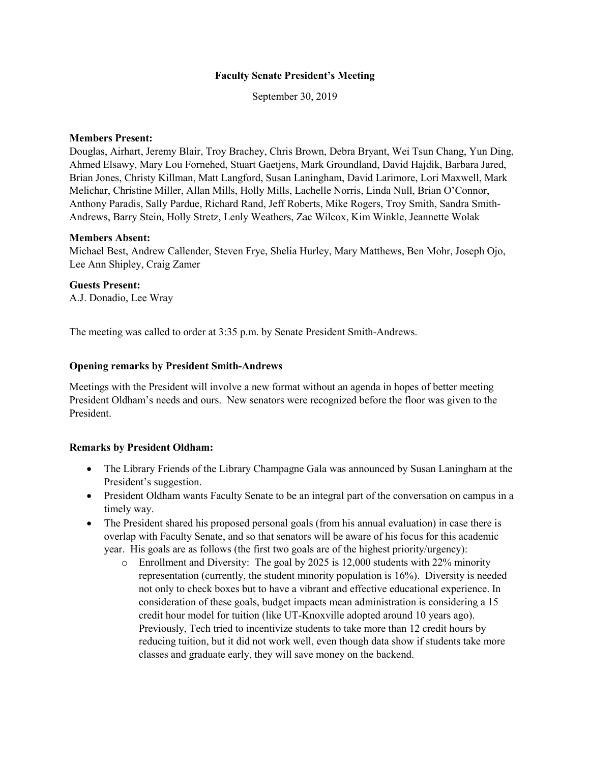**Faculty Senate President's Meeting**

September 30, 2019

**Members Present:**
Douglas, Airhart, Jeremy Blair, Troy Brachey, Chris Brown, Debra Bryant, Wei Tsun Chang, Yun Ding, Ahmed Elsawy, Mary Lou Fornehed, Stuart Gaetjens, Mark Groundland, David Hajdik, Barbara Jared, Brian Jones, Christy Killman, Matt Langford, Susan Laningham, David Larimore, Lori Maxwell, Mark Melichar, Christine Miller, Allan Mills, Holly Mills, Lachelle Norris, Linda Null, Brian O'Connor, Anthony Paradis, Sally Pardue, Richard Rand, Jeff Roberts, Mike Rogers, Troy Smith, Sandra Smith-Andrews, Barry Stein, Holly Stretz, Lenly Weathers, Zac Wilcox, Kim Winkle, Jeannette Wolak

**Members Absent:**
Michael Best, Andrew Callender, Steven Frye, Shelia Hurley, Mary Matthews, Ben Mohr, Joseph Ojo, Lee Ann Shipley, Craig Zamer

**Guests Present:**
A.J. Donadio, Lee Wray

The meeting was called to order at 3:35 p.m. by Senate President Smith-Andrews.

**Opening remarks by President Smith-Andrews**

Meetings with the President will involve a new format without an agenda in hopes of better meeting President Oldham's needs and ours. New senators were recognized before the floor was given to the President.

**Remarks by President Oldham:**

- The Library Friends of the Library Champagne Gala was announced by Susan Laningham at the President's suggestion.
- President Oldham wants Faculty Senate to be an integral part of the conversation on campus in a timely way.
- The President shared his proposed personal goals (from his annual evaluation) in case there is overlap with Faculty Senate, and so that senators will be aware of his focus for this academic year. His goals are as follows (the first two goals are of the highest priority/urgency):
  - Enrollment and Diversity: The goal by 2025 is 12,000 students with 22% minority representation (currently, the student minority population is 16%). Diversity is needed not only to check boxes but to have a vibrant and effective educational experience. In consideration of these goals, budget impacts mean administration is considering a 15 credit hour model for tuition (like UT-Knoxville adopted around 10 years ago). Previously, Tech tried to incentivize students to take more than 12 credit hours by reducing tuition, but it did not work well, even though data show if students take more classes and graduate early, they will save money on the backend.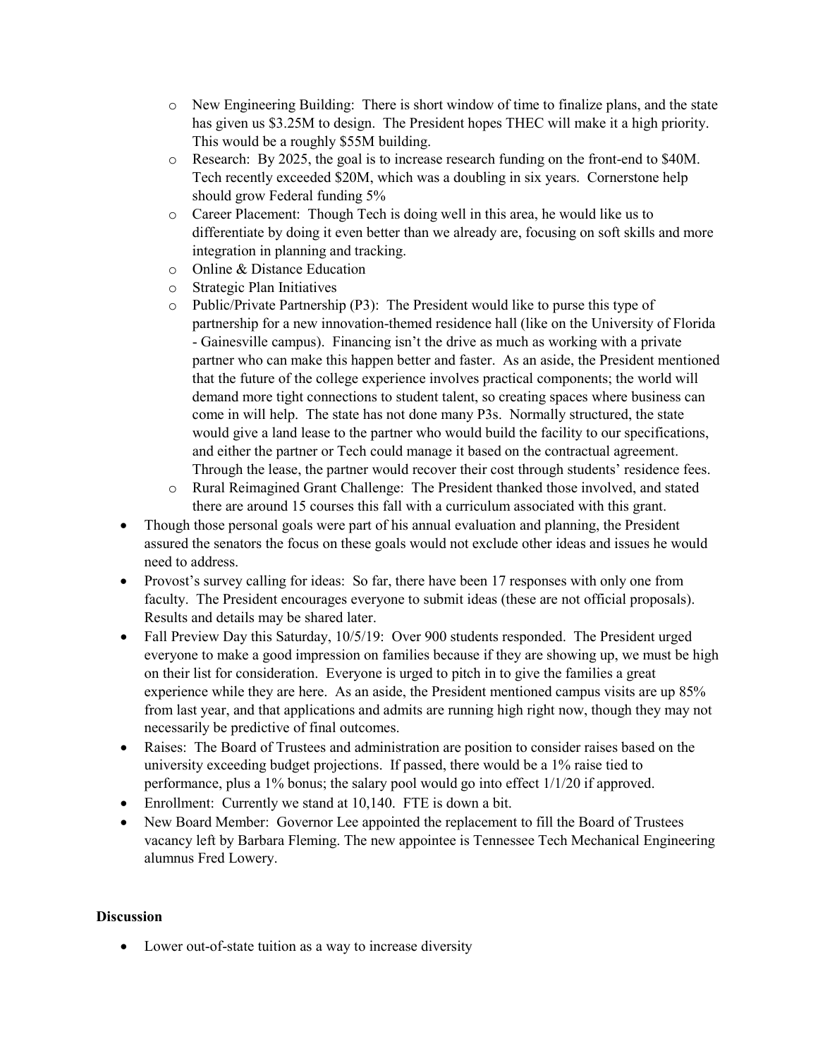- New Engineering Building: There is short window of time to finalize plans, and the state has given us $3.25M to design. The President hopes THEC will make it a high priority. This would be a roughly $55M building.
  - Research: By 2025, the goal is to increase research funding on the front-end to $40M. Tech recently exceeded $20M, which was a doubling in six years. Cornerstone help should grow Federal funding 5%
  - Career Placement: Though Tech is doing well in this area, he would like us to differentiate by doing it even better than we already are, focusing on soft skills and more integration in planning and tracking.
  - Online & Distance Education
  - Strategic Plan Initiatives
  - Public/Private Partnership (P3): The President would like to purse this type of partnership for a new innovation-themed residence hall (like on the University of Florida - Gainesville campus). Financing isn't the drive as much as working with a private partner who can make this happen better and faster. As an aside, the President mentioned that the future of the college experience involves practical components; the world will demand more tight connections to student talent, so creating spaces where business can come in will help. The state has not done many P3s. Normally structured, the state would give a land lease to the partner who would build the facility to our specifications, and either the partner or Tech could manage it based on the contractual agreement. Through the lease, the partner would recover their cost through students' residence fees.
  - Rural Reimagined Grant Challenge: The President thanked those involved, and stated there are around 15 courses this fall with a curriculum associated with this grant.
- Though those personal goals were part of his annual evaluation and planning, the President assured the senators the focus on these goals would not exclude other ideas and issues he would need to address.
- Provost's survey calling for ideas: So far, there have been 17 responses with only one from faculty. The President encourages everyone to submit ideas (these are not official proposals). Results and details may be shared later.
- Fall Preview Day this Saturday, 10/5/19: Over 900 students responded. The President urged everyone to make a good impression on families because if they are showing up, we must be high on their list for consideration. Everyone is urged to pitch in to give the families a great experience while they are here. As an aside, the President mentioned campus visits are up 85% from last year, and that applications and admits are running high right now, though they may not necessarily be predictive of final outcomes.
- Raises: The Board of Trustees and administration are position to consider raises based on the university exceeding budget projections. If passed, there would be a 1% raise tied to performance, plus a 1% bonus; the salary pool would go into effect 1/1/20 if approved.
- Enrollment: Currently we stand at 10,140. FTE is down a bit.
- New Board Member: Governor Lee appointed the replacement to fill the Board of Trustees vacancy left by Barbara Fleming. The new appointee is Tennessee Tech Mechanical Engineering alumnus Fred Lowery.

**Discussion**

- Lower out-of-state tuition as a way to increase diversity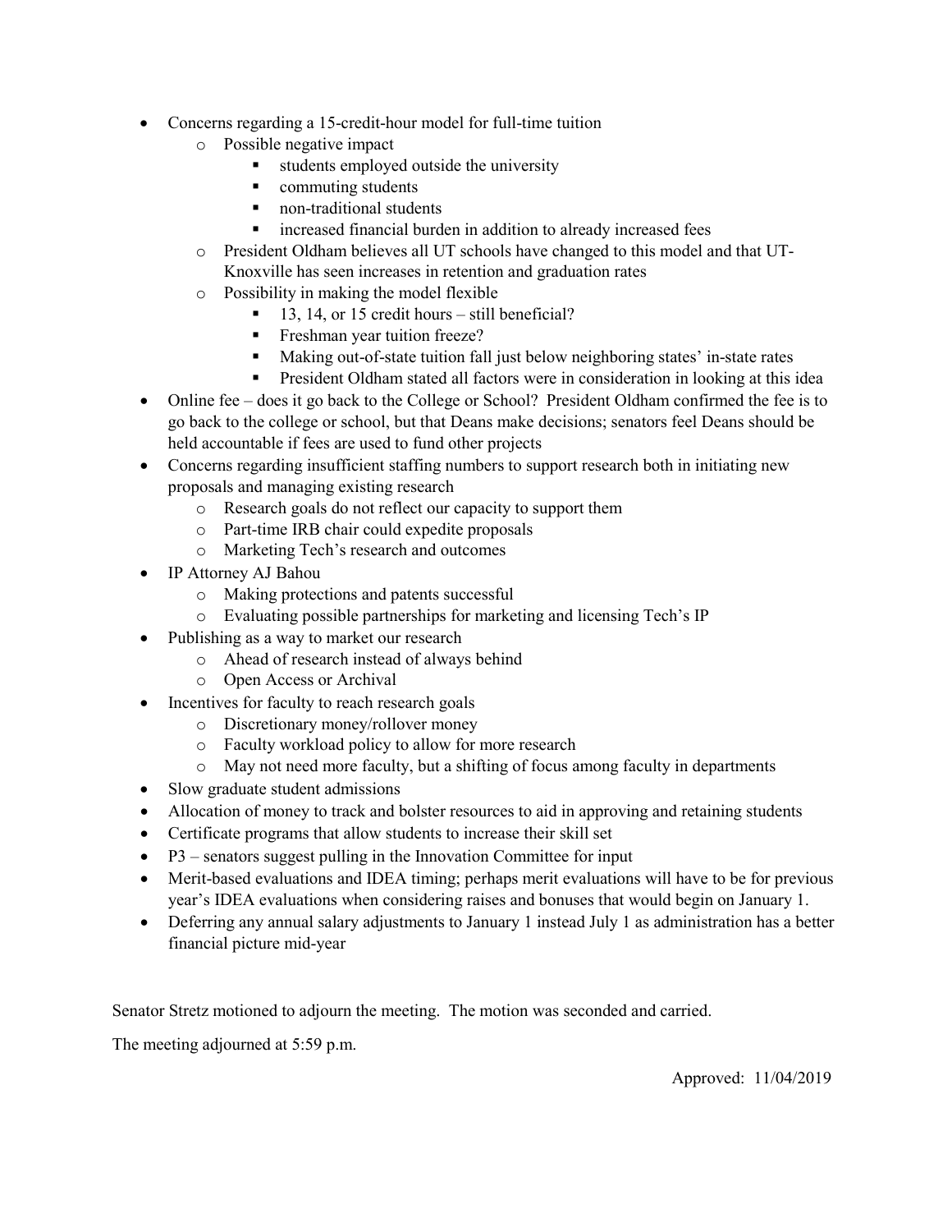- Concerns regarding a 15-credit-hour model for full-time tuition
  - Possible negative impact
    - students employed outside the university
    - commuting students
    - non-traditional students
    - increased financial burden in addition to already increased fees
  - President Oldham believes all UT schools have changed to this model and that UT-Knoxville has seen increases in retention and graduation rates
  - Possibility in making the model flexible
    - 13, 14, or 15 credit hours – still beneficial?
    - Freshman year tuition freeze?
    - Making out-of-state tuition fall just below neighboring states' in-state rates
    - President Oldham stated all factors were in consideration in looking at this idea
- Online fee – does it go back to the College or School? President Oldham confirmed the fee is to go back to the college or school, but that Deans make decisions; senators feel Deans should be held accountable if fees are used to fund other projects
- Concerns regarding insufficient staffing numbers to support research both in initiating new proposals and managing existing research
  - Research goals do not reflect our capacity to support them
  - Part-time IRB chair could expedite proposals
  - Marketing Tech's research and outcomes
- IP Attorney AJ Bahou
  - Making protections and patents successful
  - Evaluating possible partnerships for marketing and licensing Tech's IP
- Publishing as a way to market our research
  - Ahead of research instead of always behind
  - Open Access or Archival
- Incentives for faculty to reach research goals
  - Discretionary money/rollover money
  - Faculty workload policy to allow for more research
  - May not need more faculty, but a shifting of focus among faculty in departments
- Slow graduate student admissions
- Allocation of money to track and bolster resources to aid in approving and retaining students
- Certificate programs that allow students to increase their skill set
- P3 – senators suggest pulling in the Innovation Committee for input
- Merit-based evaluations and IDEA timing; perhaps merit evaluations will have to be for previous year's IDEA evaluations when considering raises and bonuses that would begin on January 1.
- Deferring any annual salary adjustments to January 1 instead July 1 as administration has a better financial picture mid-year

Senator Stretz motioned to adjourn the meeting. The motion was seconded and carried.

The meeting adjourned at 5:59 p.m.

Approved: 11/04/2019